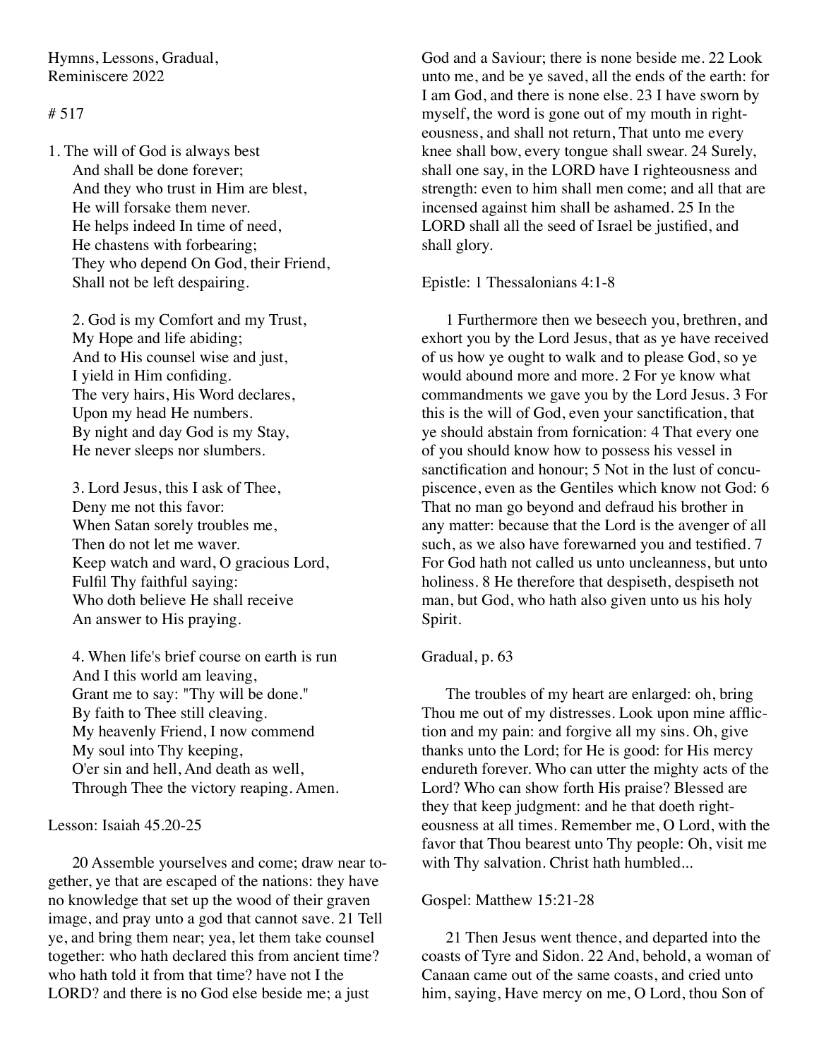Hymns, Lessons, Gradual,
Reminiscere 2022

# 517

1. The will of God is always best
And shall be done forever;
And they who trust in Him are blest,
He will forsake them never.
He helps indeed In time of need,
He chastens with forbearing;
They who depend On God, their Friend,
Shall not be left despairing.

2. God is my Comfort and my Trust,
My Hope and life abiding;
And to His counsel wise and just,
I yield in Him confiding.
The very hairs, His Word declares,
Upon my head He numbers.
By night and day God is my Stay,
He never sleeps nor slumbers.

3. Lord Jesus, this I ask of Thee,
Deny me not this favor:
When Satan sorely troubles me,
Then do not let me waver.
Keep watch and ward, O gracious Lord,
Fulfil Thy faithful saying:
Who doth believe He shall receive
An answer to His praying.

4. When life's brief course on earth is run
And I this world am leaving,
Grant me to say: "Thy will be done."
By faith to Thee still cleaving.
My heavenly Friend, I now commend
My soul into Thy keeping,
O'er sin and hell, And death as well,
Through Thee the victory reaping. Amen.

Lesson: Isaiah 45.20-25

20 Assemble yourselves and come; draw near together, ye that are escaped of the nations: they have no knowledge that set up the wood of their graven image, and pray unto a god that cannot save. 21 Tell ye, and bring them near; yea, let them take counsel together: who hath declared this from ancient time? who hath told it from that time? have not I the LORD? and there is no God else beside me; a just God and a Saviour; there is none beside me. 22 Look unto me, and be ye saved, all the ends of the earth: for I am God, and there is none else. 23 I have sworn by myself, the word is gone out of my mouth in righteousness, and shall not return, That unto me every knee shall bow, every tongue shall swear. 24 Surely, shall one say, in the LORD have I righteousness and strength: even to him shall men come; and all that are incensed against him shall be ashamed. 25 In the LORD shall all the seed of Israel be justified, and shall glory.

Epistle: 1 Thessalonians 4:1-8

1 Furthermore then we beseech you, brethren, and exhort you by the Lord Jesus, that as ye have received of us how ye ought to walk and to please God, so ye would abound more and more. 2 For ye know what commandments we gave you by the Lord Jesus. 3 For this is the will of God, even your sanctification, that ye should abstain from fornication: 4 That every one of you should know how to possess his vessel in sanctification and honour; 5 Not in the lust of concupiscence, even as the Gentiles which know not God: 6 That no man go beyond and defraud his brother in any matter: because that the Lord is the avenger of all such, as we also have forewarned you and testified. 7 For God hath not called us unto uncleanness, but unto holiness. 8 He therefore that despiseth, despiseth not man, but God, who hath also given unto us his holy Spirit.

Gradual, p. 63

The troubles of my heart are enlarged: oh, bring Thou me out of my distresses. Look upon mine affliction and my pain: and forgive all my sins. Oh, give thanks unto the Lord; for He is good: for His mercy endureth forever. Who can utter the mighty acts of the Lord? Who can show forth His praise? Blessed are they that keep judgment: and he that doeth righteousness at all times. Remember me, O Lord, with the favor that Thou bearest unto Thy people: Oh, visit me with Thy salvation. Christ hath humbled...

Gospel: Matthew 15:21-28

21 Then Jesus went thence, and departed into the coasts of Tyre and Sidon. 22 And, behold, a woman of Canaan came out of the same coasts, and cried unto him, saying, Have mercy on me, O Lord, thou Son of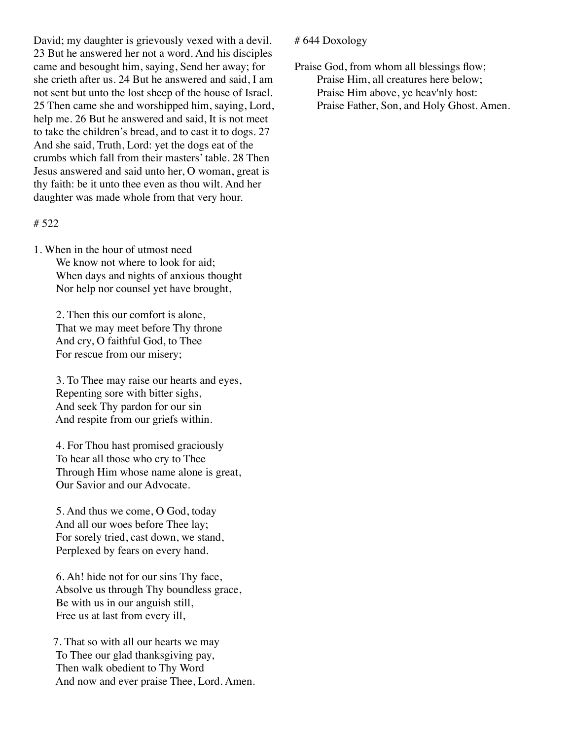David; my daughter is grievously vexed with a devil. 23 But he answered her not a word. And his disciples came and besought him, saying, Send her away; for she crieth after us. 24 But he answered and said, I am not sent but unto the lost sheep of the house of Israel. 25 Then came she and worshipped him, saying, Lord, help me. 26 But he answered and said, It is not meet to take the children's bread, and to cast it to dogs. 27 And she said, Truth, Lord: yet the dogs eat of the crumbs which fall from their masters' table. 28 Then Jesus answered and said unto her, O woman, great is thy faith: be it unto thee even as thou wilt. And her daughter was made whole from that very hour.

# 522

1. When in the hour of utmost need
We know not where to look for aid;
When days and nights of anxious thought
Nor help nor counsel yet have brought,

2. Then this our comfort is alone,
That we may meet before Thy throne
And cry, O faithful God, to Thee
For rescue from our misery;

3. To Thee may raise our hearts and eyes,
Repenting sore with bitter sighs,
And seek Thy pardon for our sin
And respite from our griefs within.

4. For Thou hast promised graciously
To hear all those who cry to Thee
Through Him whose name alone is great,
Our Savior and our Advocate.

5. And thus we come, O God, today
And all our woes before Thee lay;
For sorely tried, cast down, we stand,
Perplexed by fears on every hand.

6. Ah! hide not for our sins Thy face,
Absolve us through Thy boundless grace,
Be with us in our anguish still,
Free us at last from every ill,

7. That so with all our hearts we may
To Thee our glad thanksgiving pay,
Then walk obedient to Thy Word
And now and ever praise Thee, Lord. Amen.

# 644 Doxology

Praise God, from whom all blessings flow;
Praise Him, all creatures here below;
Praise Him above, ye heav'nly host:
Praise Father, Son, and Holy Ghost. Amen.